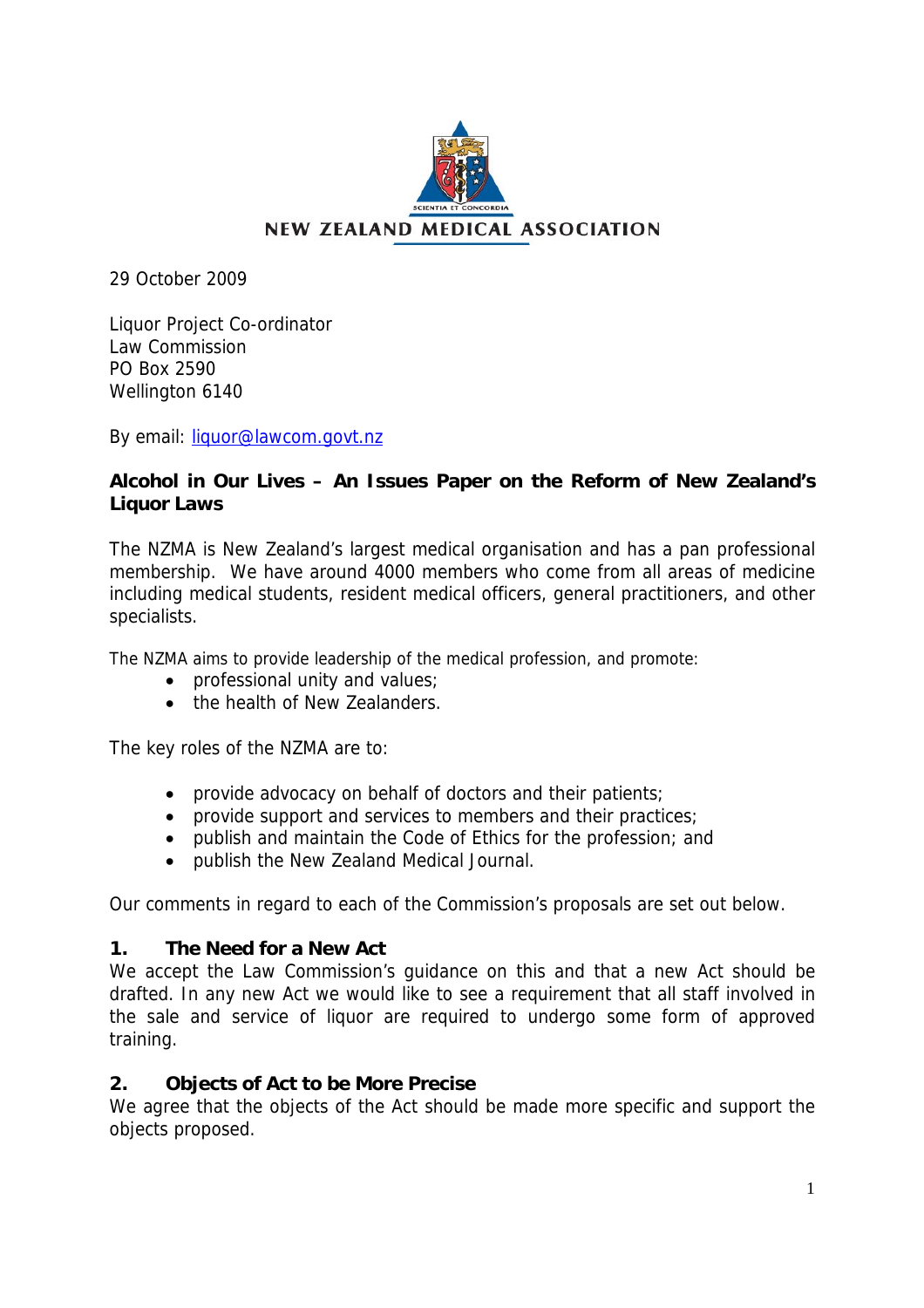NEW ZEALAND MEDICAL ASSOCIATION

29 October 2009

Liquor Project Co-ordinator
Law Commission
PO Box 2590
Wellington 6140

By email: liquor@lawcom.govt.nz

**Alcohol in Our Lives – An Issues Paper on the Reform of New Zealand's Liquor Laws**

The NZMA is New Zealand's largest medical organisation and has a pan professional membership. We have around 4000 members who come from all areas of medicine including medical students, resident medical officers, general practitioners, and other specialists.

The NZMA aims to provide leadership of the medical profession, and promote:

- professional unity and values;
- the health of New Zealanders.

The key roles of the NZMA are to:

- provide advocacy on behalf of doctors and their patients;
- provide support and services to members and their practices;
- publish and maintain the Code of Ethics for the profession; and
- publish the New Zealand Medical Journal.

Our comments in regard to each of the Commission's proposals are set out below.

### 1. The Need for a New Act

We accept the Law Commission's guidance on this and that a new Act should be drafted. In any new Act we would like to see a requirement that all staff involved in the sale and service of liquor are required to undergo some form of approved training.

### 2. Objects of Act to be More Precise

We agree that the objects of the Act should be made more specific and support the objects proposed.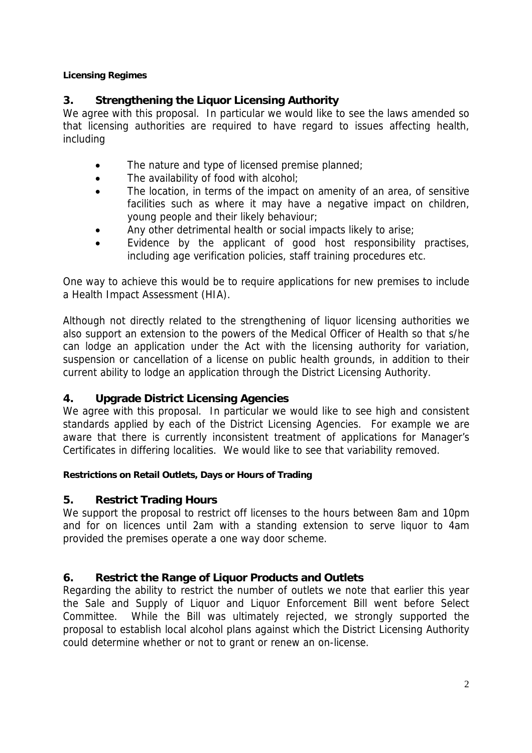**Licensing Regimes**

## 3. Strengthening the Liquor Licensing Authority

We agree with this proposal. In particular we would like to see the laws amended so that licensing authorities are required to have regard to issues affecting health, including

- The nature and type of licensed premise planned;
- The availability of food with alcohol;
- The location, in terms of the impact on amenity of an area, of sensitive facilities such as where it may have a negative impact on children, young people and their likely behaviour;
- Any other detrimental health or social impacts likely to arise;
- Evidence by the applicant of good host responsibility practises, including age verification policies, staff training procedures etc.

One way to achieve this would be to require applications for new premises to include a Health Impact Assessment (HIA).

Although not directly related to the strengthening of liquor licensing authorities we also support an extension to the powers of the Medical Officer of Health so that s/he can lodge an application under the Act with the licensing authority for variation, suspension or cancellation of a license on public health grounds, in addition to their current ability to lodge an application through the District Licensing Authority.

## 4. Upgrade District Licensing Agencies

We agree with this proposal. In particular we would like to see high and consistent standards applied by each of the District Licensing Agencies. For example we are aware that there is currently inconsistent treatment of applications for Manager's Certificates in differing localities. We would like to see that variability removed.

**Restrictions on Retail Outlets, Days or Hours of Trading**

## 5. Restrict Trading Hours

We support the proposal to restrict off licenses to the hours between 8am and 10pm and for on licences until 2am with a standing extension to serve liquor to 4am provided the premises operate a one way door scheme.

## 6. Restrict the Range of Liquor Products and Outlets

Regarding the ability to restrict the number of outlets we note that earlier this year the Sale and Supply of Liquor and Liquor Enforcement Bill went before Select Committee. While the Bill was ultimately rejected, we strongly supported the proposal to establish local alcohol plans against which the District Licensing Authority could determine whether or not to grant or renew an on-license.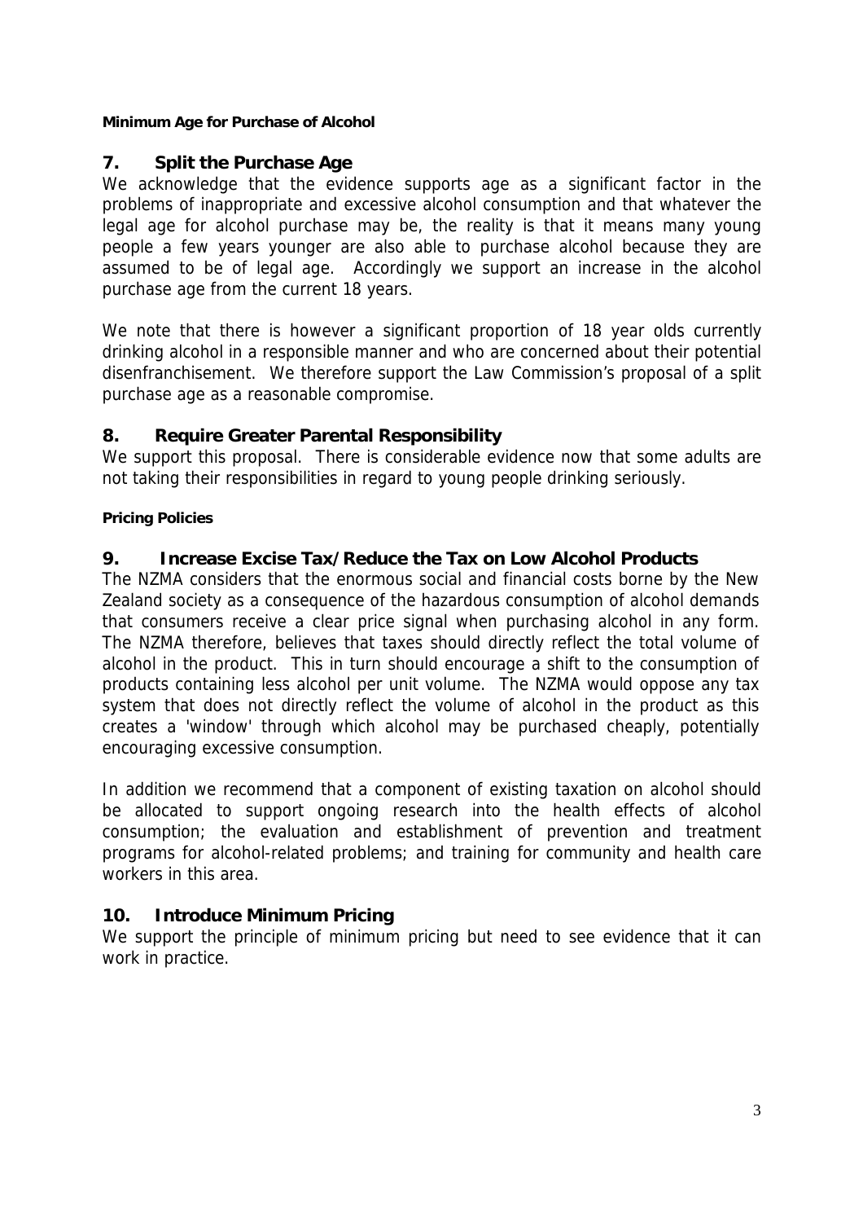**Minimum Age for Purchase of Alcohol**

## 7. Split the Purchase Age

We acknowledge that the evidence supports age as a significant factor in the problems of inappropriate and excessive alcohol consumption and that whatever the legal age for alcohol purchase may be, the reality is that it means many young people a few years younger are also able to purchase alcohol because they are assumed to be of legal age. Accordingly we support an increase in the alcohol purchase age from the current 18 years.

We note that there is however a significant proportion of 18 year olds currently drinking alcohol in a responsible manner and who are concerned about their potential disenfranchisement. We therefore support the Law Commission's proposal of a split purchase age as a reasonable compromise.

## 8. Require Greater Parental Responsibility

We support this proposal. There is considerable evidence now that some adults are not taking their responsibilities in regard to young people drinking seriously.

**Pricing Policies**

## 9. Increase Excise Tax/Reduce the Tax on Low Alcohol Products

The NZMA considers that the enormous social and financial costs borne by the New Zealand society as a consequence of the hazardous consumption of alcohol demands that consumers receive a clear price signal when purchasing alcohol in any form. The NZMA therefore, believes that taxes should directly reflect the total volume of alcohol in the product. This in turn should encourage a shift to the consumption of products containing less alcohol per unit volume. The NZMA would oppose any tax system that does not directly reflect the volume of alcohol in the product as this creates a 'window' through which alcohol may be purchased cheaply, potentially encouraging excessive consumption.

In addition we recommend that a component of existing taxation on alcohol should be allocated to support ongoing research into the health effects of alcohol consumption; the evaluation and establishment of prevention and treatment programs for alcohol-related problems; and training for community and health care workers in this area.

## 10. Introduce Minimum Pricing

We support the principle of minimum pricing but need to see evidence that it can work in practice.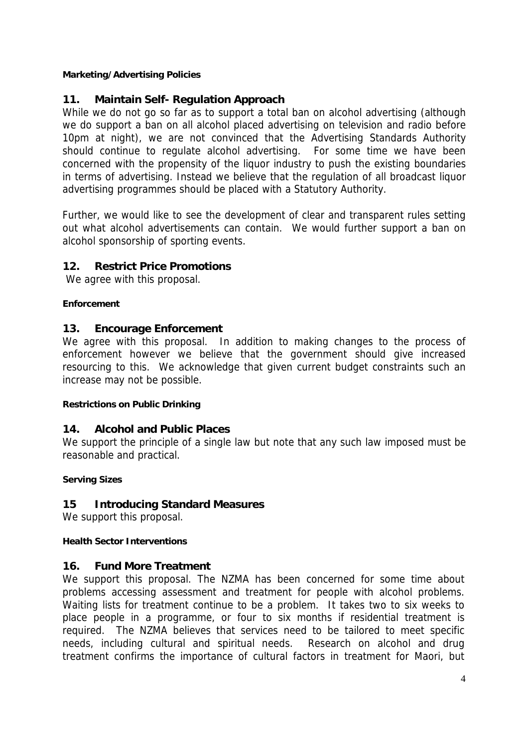**Marketing/Advertising Policies**

## 11. Maintain Self- Regulation Approach

While we do not go so far as to support a total ban on alcohol advertising (although we do support a ban on all alcohol placed advertising on television and radio before 10pm at night), we are not convinced that the Advertising Standards Authority should continue to regulate alcohol advertising. For some time we have been concerned with the propensity of the liquor industry to push the existing boundaries in terms of advertising. Instead we believe that the regulation of all broadcast liquor advertising programmes should be placed with a Statutory Authority.

Further, we would like to see the development of clear and transparent rules setting out what alcohol advertisements can contain. We would further support a ban on alcohol sponsorship of sporting events.

## 12. Restrict Price Promotions

We agree with this proposal.

**Enforcement**

## 13. Encourage Enforcement

We agree with this proposal. In addition to making changes to the process of enforcement however we believe that the government should give increased resourcing to this. We acknowledge that given current budget constraints such an increase may not be possible.

**Restrictions on Public Drinking**

## 14. Alcohol and Public Places

We support the principle of a single law but note that any such law imposed must be reasonable and practical.

**Serving Sizes**

## 15 Introducing Standard Measures

We support this proposal.

**Health Sector Interventions**

## 16. Fund More Treatment

We support this proposal. The NZMA has been concerned for some time about problems accessing assessment and treatment for people with alcohol problems. Waiting lists for treatment continue to be a problem. It takes two to six weeks to place people in a programme, or four to six months if residential treatment is required. The NZMA believes that services need to be tailored to meet specific needs, including cultural and spiritual needs. Research on alcohol and drug treatment confirms the importance of cultural factors in treatment for Maori, but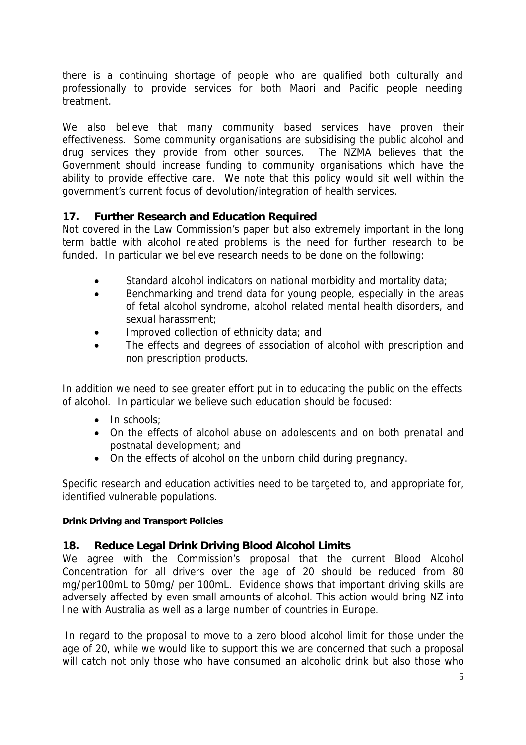there is a continuing shortage of people who are qualified both culturally and professionally to provide services for both Maori and Pacific people needing treatment.

We also believe that many community based services have proven their effectiveness. Some community organisations are subsidising the public alcohol and drug services they provide from other sources. The NZMA believes that the Government should increase funding to community organisations which have the ability to provide effective care. We note that this policy would sit well within the government's current focus of devolution/integration of health services.

## 17. Further Research and Education Required

Not covered in the Law Commission's paper but also extremely important in the long term battle with alcohol related problems is the need for further research to be funded. In particular we believe research needs to be done on the following:

- Standard alcohol indicators on national morbidity and mortality data;
- Benchmarking and trend data for young people, especially in the areas of fetal alcohol syndrome, alcohol related mental health disorders, and sexual harassment;
- Improved collection of ethnicity data; and
- The effects and degrees of association of alcohol with prescription and non prescription products.

In addition we need to see greater effort put in to educating the public on the effects of alcohol. In particular we believe such education should be focused:

- In schools;
- On the effects of alcohol abuse on adolescents and on both prenatal and postnatal development; and
- On the effects of alcohol on the unborn child during pregnancy.

Specific research and education activities need to be targeted to, and appropriate for, identified vulnerable populations.

**Drink Driving and Transport Policies**

## 18. Reduce Legal Drink Driving Blood Alcohol Limits

We agree with the Commission's proposal that the current Blood Alcohol Concentration for all drivers over the age of 20 should be reduced from 80 mg/per100mL to 50mg/ per 100mL. Evidence shows that important driving skills are adversely affected by even small amounts of alcohol. This action would bring NZ into line with Australia as well as a large number of countries in Europe.

In regard to the proposal to move to a zero blood alcohol limit for those under the age of 20, while we would like to support this we are concerned that such a proposal will catch not only those who have consumed an alcoholic drink but also those who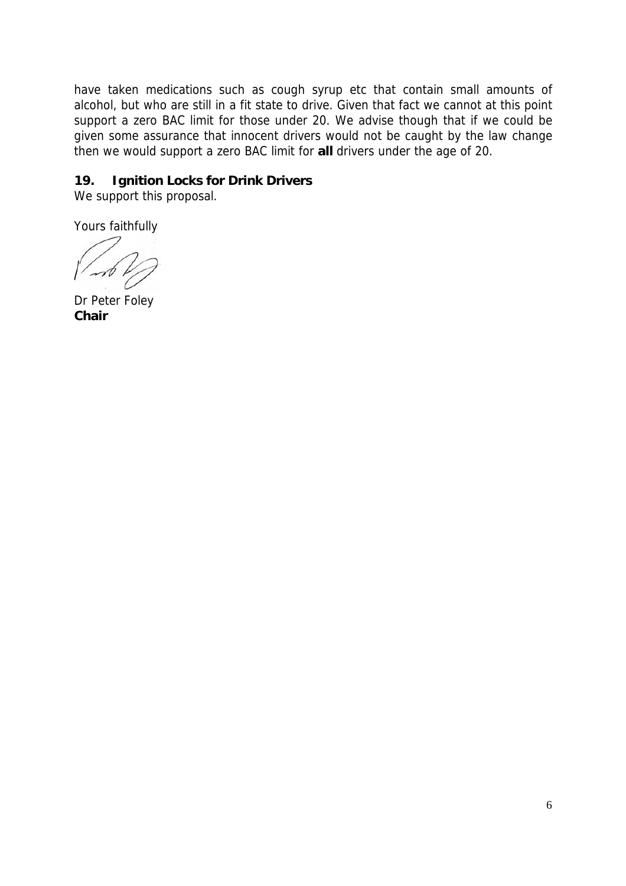have taken medications such as cough syrup etc that contain small amounts of alcohol, but who are still in a fit state to drive. Given that fact we cannot at this point support a zero BAC limit for those under 20. We advise though that if we could be given some assurance that innocent drivers would not be caught by the law change then we would support a zero BAC limit for **all** drivers under the age of 20.

## 19. Ignition Locks for Drink Drivers

We support this proposal.

Yours faithfully

Dr Peter Foley
**Chair**